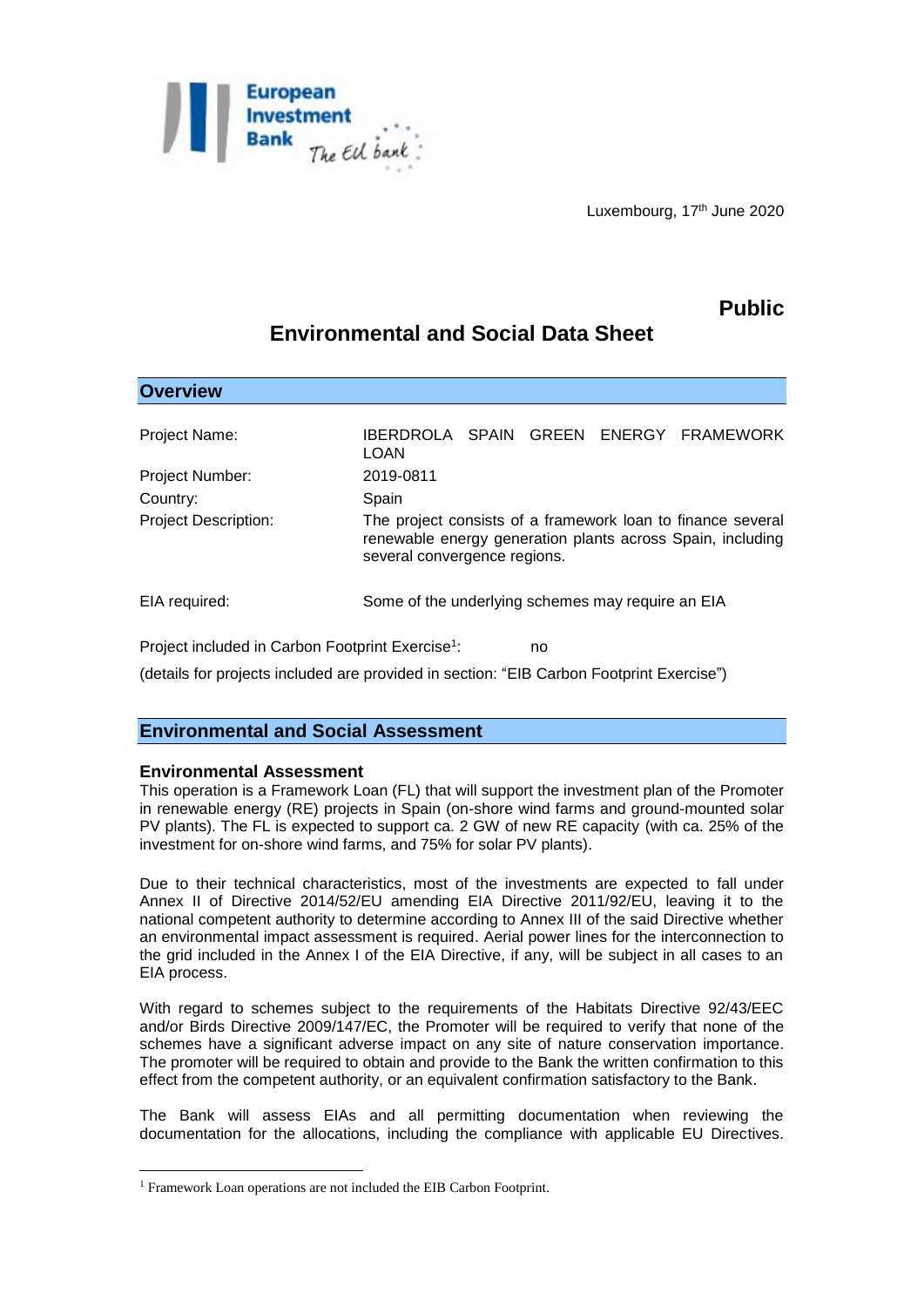Luxembourg, 17th June 2020

**Public**

# Environmental and Social Data Sheet

## Overview

| | |
|---|---|
| Project Name: | IBERDROLA SPAIN GREEN ENERGY FRAMEWORK LOAN |
| Project Number: | 2019-0811 |
| Country: | Spain |
| Project Description: | The project consists of a framework loan to finance several renewable energy generation plants across Spain, including several convergence regions. |
| EIA required: | Some of the underlying schemes may require an EIA |

Project included in Carbon Footprint Exercise[1]: no

(details for projects included are provided in section: "EIB Carbon Footprint Exercise")

## Environmental and Social Assessment

### Environmental Assessment

This operation is a Framework Loan (FL) that will support the investment plan of the Promoter in renewable energy (RE) projects in Spain (on-shore wind farms and ground-mounted solar PV plants). The FL is expected to support ca. 2 GW of new RE capacity (with ca. 25% of the investment for on-shore wind farms, and 75% for solar PV plants).

Due to their technical characteristics, most of the investments are expected to fall under Annex II of Directive 2014/52/EU amending EIA Directive 2011/92/EU, leaving it to the national competent authority to determine according to Annex III of the said Directive whether an environmental impact assessment is required. Aerial power lines for the interconnection to the grid included in the Annex I of the EIA Directive, if any, will be subject in all cases to an EIA process.

With regard to schemes subject to the requirements of the Habitats Directive 92/43/EEC and/or Birds Directive 2009/147/EC, the Promoter will be required to verify that none of the schemes have a significant adverse impact on any site of nature conservation importance. The promoter will be required to obtain and provide to the Bank the written confirmation to this effect from the competent authority, or an equivalent confirmation satisfactory to the Bank.

The Bank will assess EIAs and all permitting documentation when reviewing the documentation for the allocations, including the compliance with applicable EU Directives.

[1] Framework Loan operations are not included the EIB Carbon Footprint.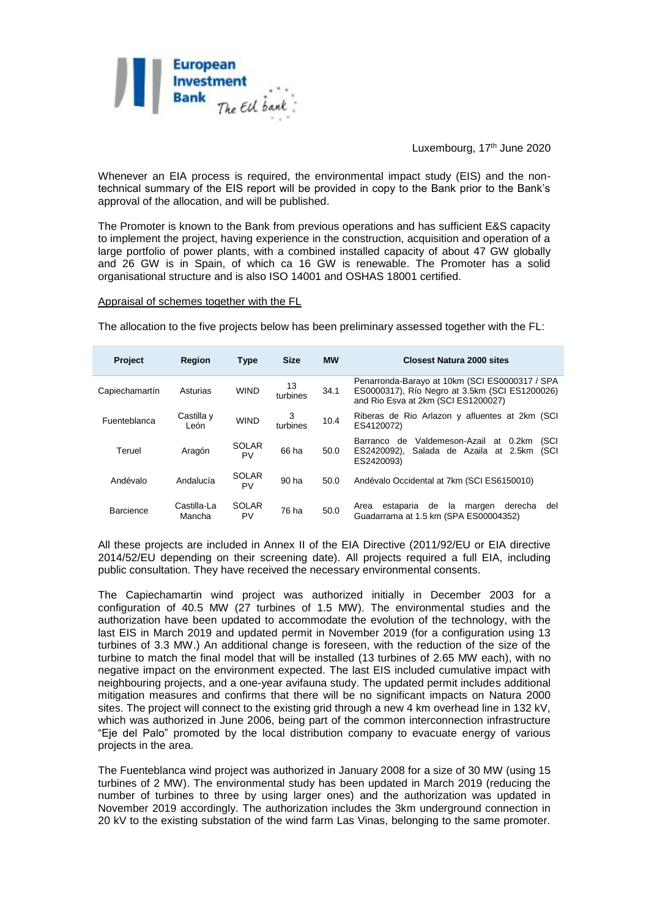Luxembourg, 17th June 2020

Whenever an EIA process is required, the environmental impact study (EIS) and the non-technical summary of the EIS report will be provided in copy to the Bank prior to the Bank's approval of the allocation, and will be published.

The Promoter is known to the Bank from previous operations and has sufficient E&S capacity to implement the project, having experience in the construction, acquisition and operation of a large portfolio of power plants, with a combined installed capacity of about 47 GW globally and 26 GW is in Spain, of which ca 16 GW is renewable. The Promoter has a solid organisational structure and is also ISO 14001 and OSHAS 18001 certified.

Appraisal of schemes together with the FL

The allocation to the five projects below has been preliminary assessed together with the FL:

| Project | Region | Type | Size | MW | Closest Natura 2000 sites |
|---|---|---|---|---|---|
| Capiechamartín | Asturias | WIND | 13 turbines | 34.1 | Penarronda-Barayo at 10km (SCI ES0000317 / SPA ES0000317), Río Negro at 3.5km (SCI ES1200026) and Rio Esva at 2km (SCI ES1200027) |
| Fuenteblanca | Castilla y León | WIND | 3 turbines | 10.4 | Riberas de Rio Arlazon y afluentes at 2km (SCI ES4120072) |
| Teruel | Aragón | SOLAR PV | 66 ha | 50.0 | Barranco de Valdemeson-Azail at 0.2km (SCI ES2420092), Salada de Azaila at 2.5km (SCI ES2420093) |
| Andévalo | Andalucía | SOLAR PV | 90 ha | 50.0 | Andévalo Occidental at 7km (SCI ES6150010) |
| Barcience | Castilla-La Mancha | SOLAR PV | 76 ha | 50.0 | Area estaparia de la margen derecha del Guadarrama at 1.5 km (SPA ES00004352) |

All these projects are included in Annex II of the EIA Directive (2011/92/EU or EIA directive 2014/52/EU depending on their screening date). All projects required a full EIA, including public consultation. They have received the necessary environmental consents.

The Capiechamartin wind project was authorized initially in December 2003 for a configuration of 40.5 MW (27 turbines of 1.5 MW). The environmental studies and the authorization have been updated to accommodate the evolution of the technology, with the last EIS in March 2019 and updated permit in November 2019 (for a configuration using 13 turbines of 3.3 MW.) An additional change is foreseen, with the reduction of the size of the turbine to match the final model that will be installed (13 turbines of 2.65 MW each), with no negative impact on the environment expected. The last EIS included cumulative impact with neighbouring projects, and a one-year avifauna study. The updated permit includes additional mitigation measures and confirms that there will be no significant impacts on Natura 2000 sites. The project will connect to the existing grid through a new 4 km overhead line in 132 kV, which was authorized in June 2006, being part of the common interconnection infrastructure "Eje del Palo" promoted by the local distribution company to evacuate energy of various projects in the area.

The Fuenteblanca wind project was authorized in January 2008 for a size of 30 MW (using 15 turbines of 2 MW). The environmental study has been updated in March 2019 (reducing the number of turbines to three by using larger ones) and the authorization was updated in November 2019 accordingly. The authorization includes the 3km underground connection in 20 kV to the existing substation of the wind farm Las Vinas, belonging to the same promoter.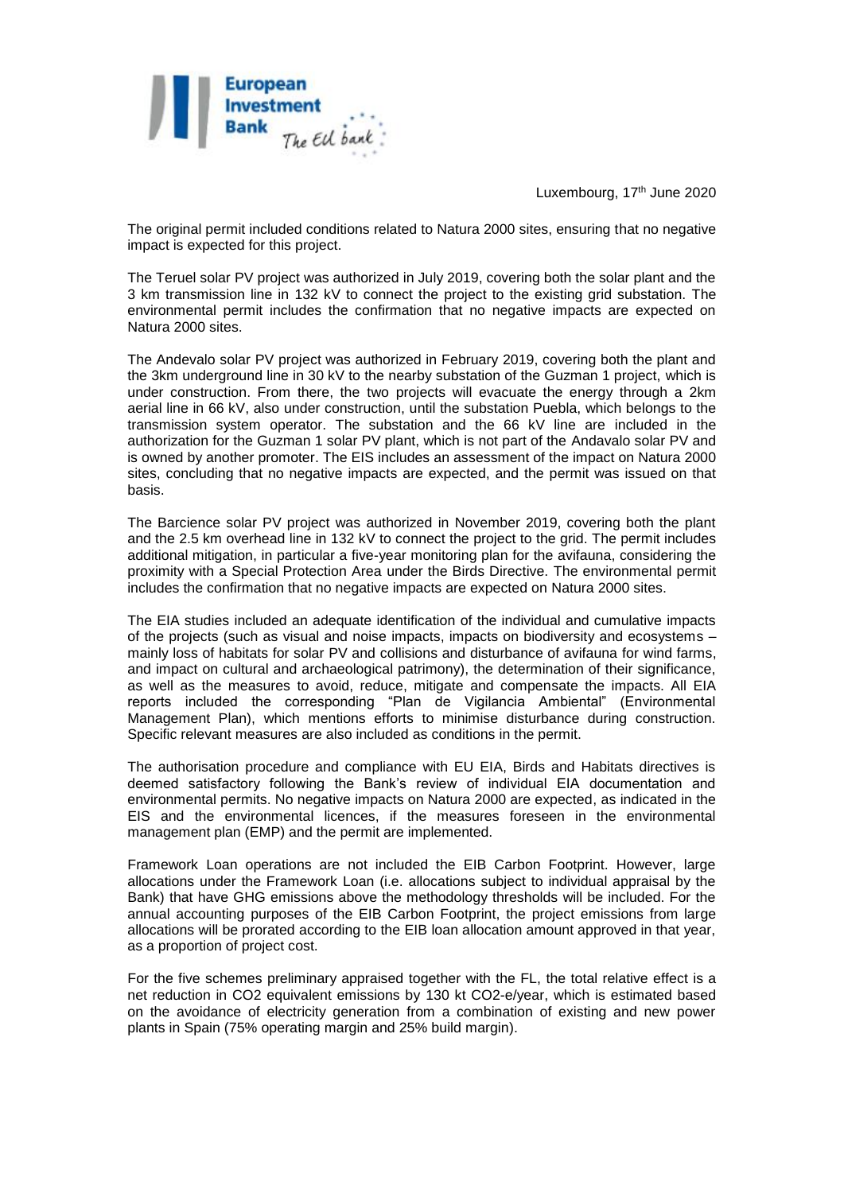Luxembourg, 17th June 2020

The original permit included conditions related to Natura 2000 sites, ensuring that no negative impact is expected for this project.

The Teruel solar PV project was authorized in July 2019, covering both the solar plant and the 3 km transmission line in 132 kV to connect the project to the existing grid substation. The environmental permit includes the confirmation that no negative impacts are expected on Natura 2000 sites.

The Andevalo solar PV project was authorized in February 2019, covering both the plant and the 3km underground line in 30 kV to the nearby substation of the Guzman 1 project, which is under construction. From there, the two projects will evacuate the energy through a 2km aerial line in 66 kV, also under construction, until the substation Puebla, which belongs to the transmission system operator. The substation and the 66 kV line are included in the authorization for the Guzman 1 solar PV plant, which is not part of the Andavalo solar PV and is owned by another promoter. The EIS includes an assessment of the impact on Natura 2000 sites, concluding that no negative impacts are expected, and the permit was issued on that basis.

The Barcience solar PV project was authorized in November 2019, covering both the plant and the 2.5 km overhead line in 132 kV to connect the project to the grid. The permit includes additional mitigation, in particular a five-year monitoring plan for the avifauna, considering the proximity with a Special Protection Area under the Birds Directive. The environmental permit includes the confirmation that no negative impacts are expected on Natura 2000 sites.

The EIA studies included an adequate identification of the individual and cumulative impacts of the projects (such as visual and noise impacts, impacts on biodiversity and ecosystems – mainly loss of habitats for solar PV and collisions and disturbance of avifauna for wind farms, and impact on cultural and archaeological patrimony), the determination of their significance, as well as the measures to avoid, reduce, mitigate and compensate the impacts. All EIA reports included the corresponding "Plan de Vigilancia Ambiental" (Environmental Management Plan), which mentions efforts to minimise disturbance during construction. Specific relevant measures are also included as conditions in the permit.

The authorisation procedure and compliance with EU EIA, Birds and Habitats directives is deemed satisfactory following the Bank's review of individual EIA documentation and environmental permits. No negative impacts on Natura 2000 are expected, as indicated in the EIS and the environmental licences, if the measures foreseen in the environmental management plan (EMP) and the permit are implemented.

Framework Loan operations are not included the EIB Carbon Footprint. However, large allocations under the Framework Loan (i.e. allocations subject to individual appraisal by the Bank) that have GHG emissions above the methodology thresholds will be included. For the annual accounting purposes of the EIB Carbon Footprint, the project emissions from large allocations will be prorated according to the EIB loan allocation amount approved in that year, as a proportion of project cost.

For the five schemes preliminary appraised together with the FL, the total relative effect is a net reduction in $CO_2$ equivalent emissions by 130 kt $CO_2$-e/year, which is estimated based on the avoidance of electricity generation from a combination of existing and new power plants in Spain (75% operating margin and 25% build margin).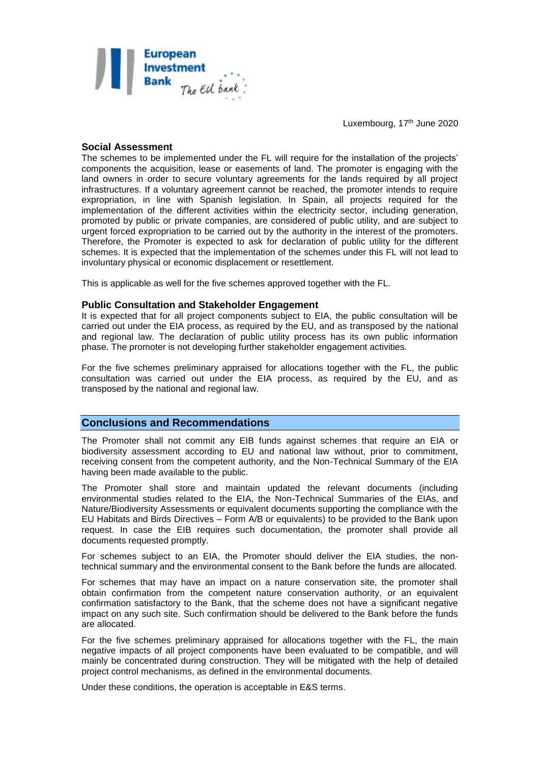Luxembourg, 17th June 2020

### Social Assessment

The schemes to be implemented under the FL will require for the installation of the projects' components the acquisition, lease or easements of land. The promoter is engaging with the land owners in order to secure voluntary agreements for the lands required by all project infrastructures. If a voluntary agreement cannot be reached, the promoter intends to require expropriation, in line with Spanish legislation. In Spain, all projects required for the implementation of the different activities within the electricity sector, including generation, promoted by public or private companies, are considered of public utility, and are subject to urgent forced expropriation to be carried out by the authority in the interest of the promoters. Therefore, the Promoter is expected to ask for declaration of public utility for the different schemes. It is expected that the implementation of the schemes under this FL will not lead to involuntary physical or economic displacement or resettlement.

This is applicable as well for the five schemes approved together with the FL.

### Public Consultation and Stakeholder Engagement

It is expected that for all project components subject to EIA, the public consultation will be carried out under the EIA process, as required by the EU, and as transposed by the national and regional law. The declaration of public utility process has its own public information phase. The promoter is not developing further stakeholder engagement activities.

For the five schemes preliminary appraised for allocations together with the FL, the public consultation was carried out under the EIA process, as required by the EU, and as transposed by the national and regional law.

## Conclusions and Recommendations

The Promoter shall not commit any EIB funds against schemes that require an EIA or biodiversity assessment according to EU and national law without, prior to commitment, receiving consent from the competent authority, and the Non-Technical Summary of the EIA having been made available to the public.

The Promoter shall store and maintain updated the relevant documents (including environmental studies related to the EIA, the Non-Technical Summaries of the EIAs, and Nature/Biodiversity Assessments or equivalent documents supporting the compliance with the EU Habitats and Birds Directives – Form A/B or equivalents) to be provided to the Bank upon request. In case the EIB requires such documentation, the promoter shall provide all documents requested promptly.

For schemes subject to an EIA, the Promoter should deliver the EIA studies, the non-technical summary and the environmental consent to the Bank before the funds are allocated.

For schemes that may have an impact on a nature conservation site, the promoter shall obtain confirmation from the competent nature conservation authority, or an equivalent confirmation satisfactory to the Bank, that the scheme does not have a significant negative impact on any such site. Such confirmation should be delivered to the Bank before the funds are allocated.

For the five schemes preliminary appraised for allocations together with the FL, the main negative impacts of all project components have been evaluated to be compatible, and will mainly be concentrated during construction. They will be mitigated with the help of detailed project control mechanisms, as defined in the environmental documents.

Under these conditions, the operation is acceptable in E&S terms.